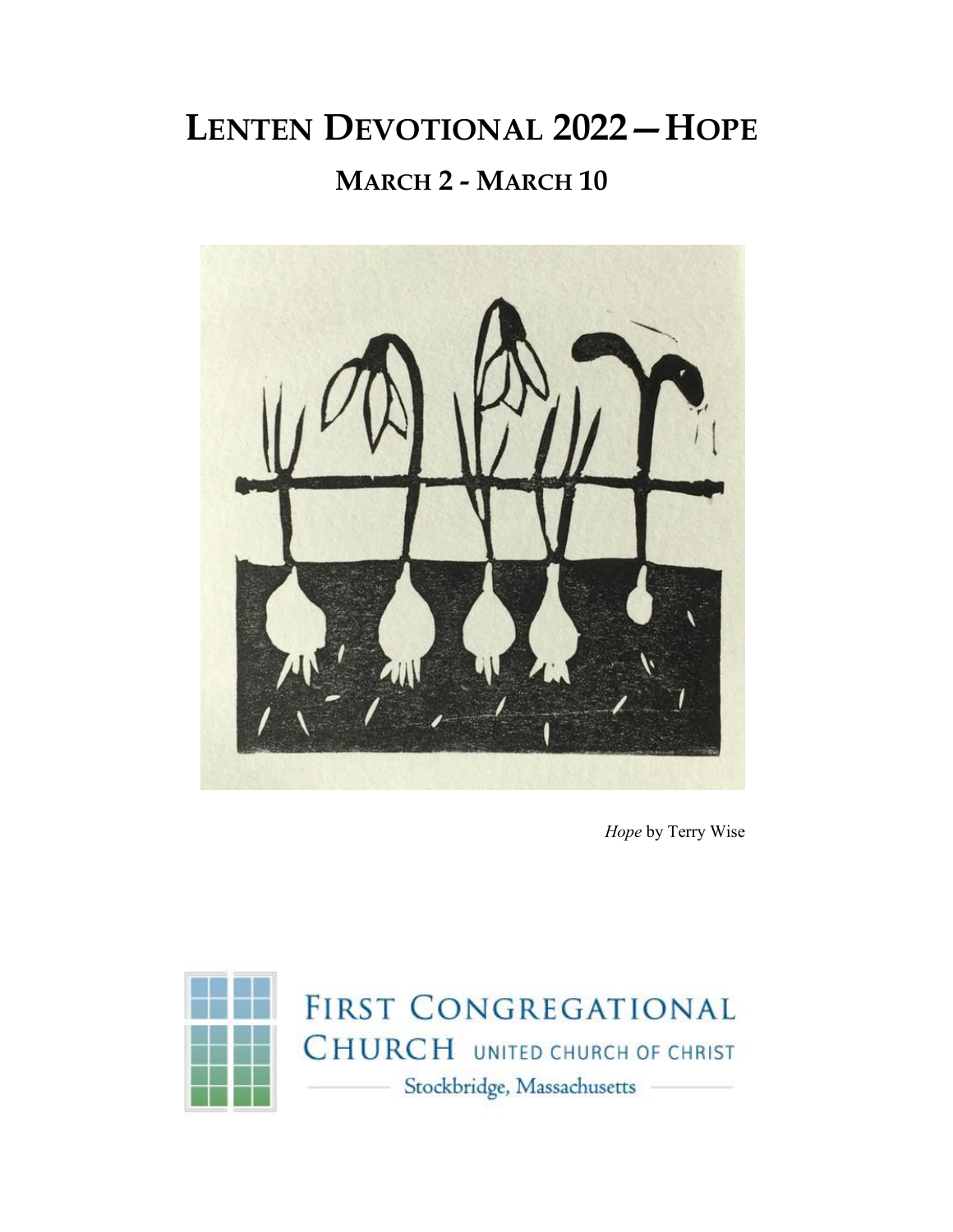# Lenten Devotional 2022—Hope

## March 2 - March 10

*Hope* by Terry Wise

First Congregational Church United Church of Christ

Stockbridge, Massachusetts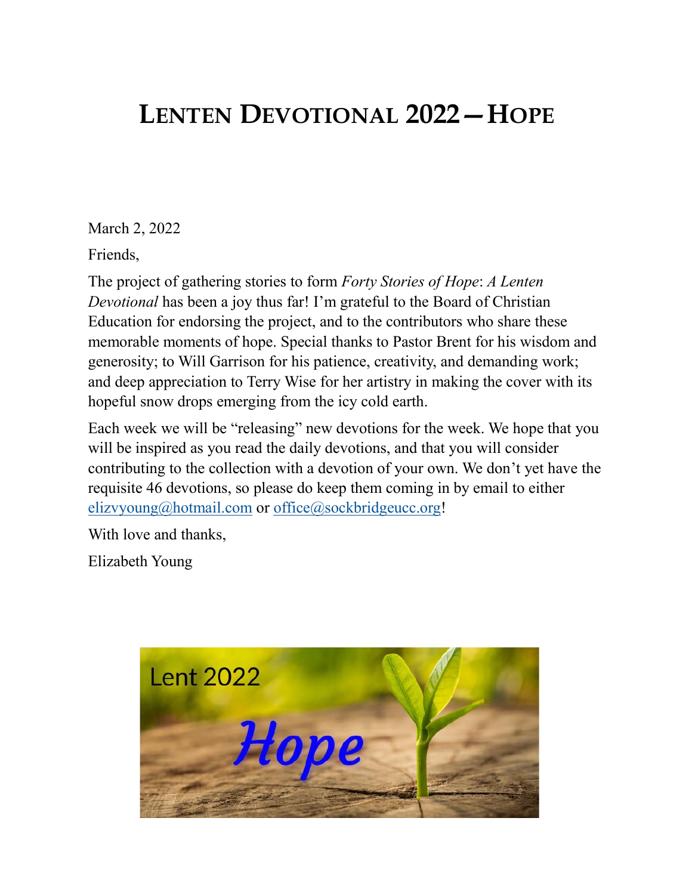# LENTEN DEVOTIONAL 2022—HOPE

March 2, 2022

Friends,

The project of gathering stories to form *Forty Stories of Hope*: *A Lenten Devotional* has been a joy thus far! I'm grateful to the Board of Christian Education for endorsing the project, and to the contributors who share these memorable moments of hope. Special thanks to Pastor Brent for his wisdom and generosity; to Will Garrison for his patience, creativity, and demanding work; and deep appreciation to Terry Wise for her artistry in making the cover with its hopeful snow drops emerging from the icy cold earth.

Each week we will be "releasing" new devotions for the week. We hope that you will be inspired as you read the daily devotions, and that you will consider contributing to the collection with a devotion of your own. We don't yet have the requisite 46 devotions, so please do keep them coming in by email to either elizvyoung@hotmail.com or office@sockbridgeucc.org!

With love and thanks,

Elizabeth Young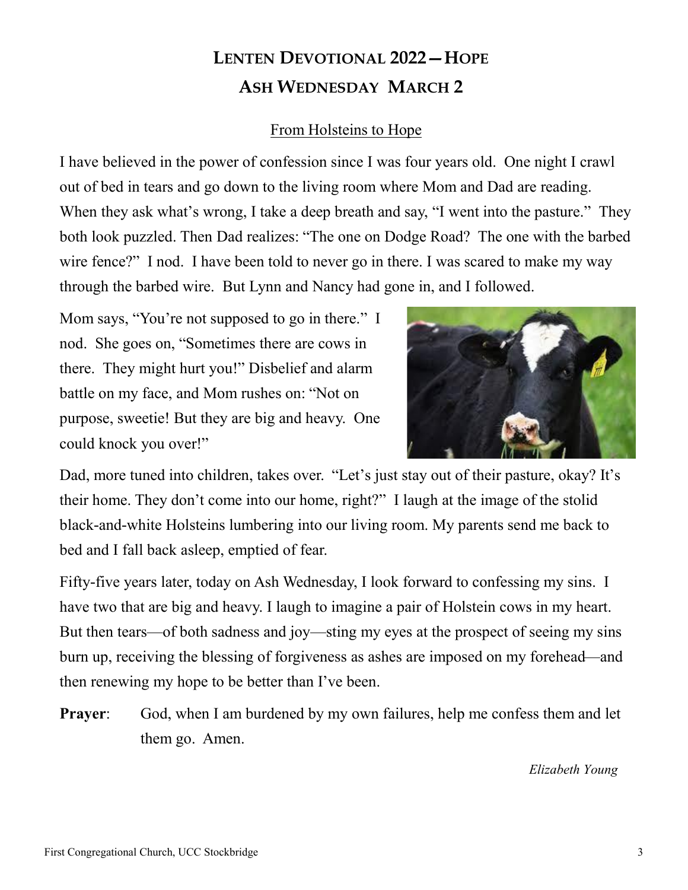# LENTEN DEVOTIONAL 2022—HOPE

## ASH WEDNESDAY MARCH 2

From Holsteins to Hope

I have believed in the power of confession since I was four years old. One night I crawl out of bed in tears and go down to the living room where Mom and Dad are reading. When they ask what's wrong, I take a deep breath and say, "I went into the pasture." They both look puzzled. Then Dad realizes: "The one on Dodge Road? The one with the barbed wire fence?" I nod. I have been told to never go in there. I was scared to make my way through the barbed wire. But Lynn and Nancy had gone in, and I followed.

Mom says, "You're not supposed to go in there." I nod. She goes on, "Sometimes there are cows in there. They might hurt you!" Disbelief and alarm battle on my face, and Mom rushes on: "Not on purpose, sweetie! But they are big and heavy. One could knock you over!"

Dad, more tuned into children, takes over. "Let's just stay out of their pasture, okay? It's their home. They don't come into our home, right?" I laugh at the image of the stolid black-and-white Holsteins lumbering into our living room. My parents send me back to bed and I fall back asleep, emptied of fear.

Fifty-five years later, today on Ash Wednesday, I look forward to confessing my sins. I have two that are big and heavy. I laugh to imagine a pair of Holstein cows in my heart. But then tears—of both sadness and joy—sting my eyes at the prospect of seeing my sins burn up, receiving the blessing of forgiveness as ashes are imposed on my forehead—and then renewing my hope to be better than I've been.

**Prayer**: God, when I am burdened by my own failures, help me confess them and let them go. Amen.

*Elizabeth Young*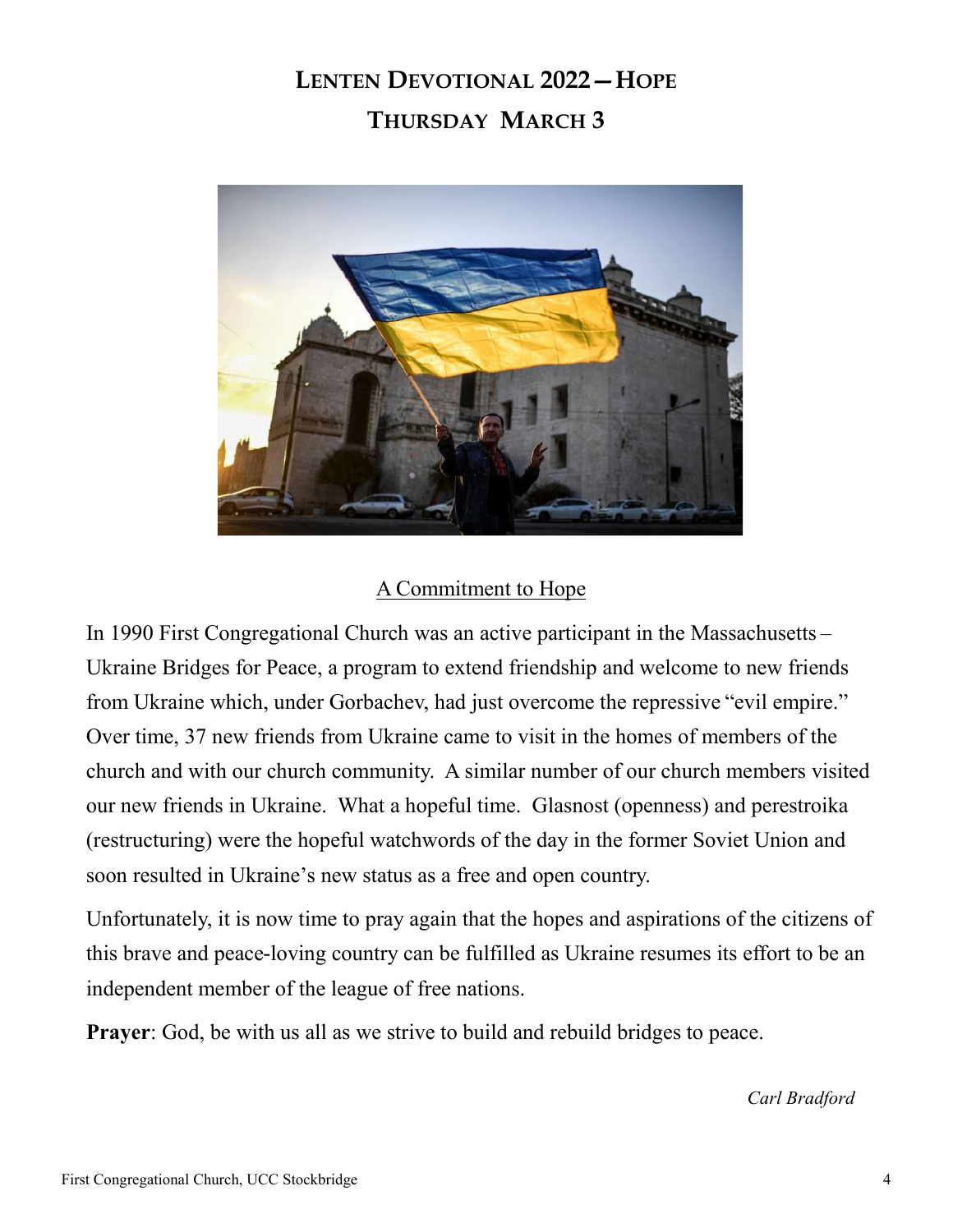# LENTEN DEVOTIONAL 2022 — HOPE

## THURSDAY MARCH 3

A Commitment to Hope

In 1990 First Congregational Church was an active participant in the Massachusetts – Ukraine Bridges for Peace, a program to extend friendship and welcome to new friends from Ukraine which, under Gorbachev, had just overcome the repressive "evil empire." Over time, 37 new friends from Ukraine came to visit in the homes of members of the church and with our church community. A similar number of our church members visited our new friends in Ukraine. What a hopeful time. Glasnost (openness) and perestroika (restructuring) were the hopeful watchwords of the day in the former Soviet Union and soon resulted in Ukraine's new status as a free and open country.

Unfortunately, it is now time to pray again that the hopes and aspirations of the citizens of this brave and peace-loving country can be fulfilled as Ukraine resumes its effort to be an independent member of the league of free nations.

**Prayer**: God, be with us all as we strive to build and rebuild bridges to peace.

*Carl Bradford*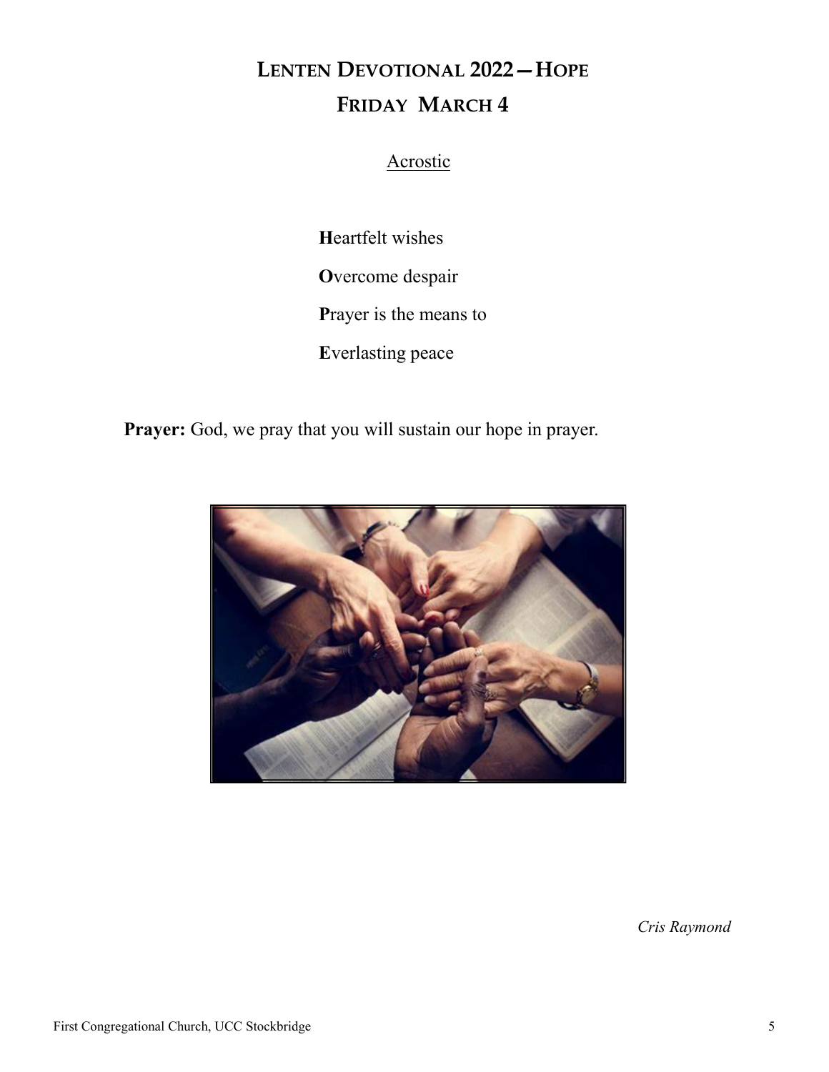# LENTEN DEVOTIONAL 2022—HOPE

## FRIDAY MARCH 4

Acrostic

**H**eartfelt wishes

**O**vercome despair

**P**rayer is the means to

**E**verlasting peace

**Prayer:** God, we pray that you will sustain our hope in prayer.

*Cris Raymond*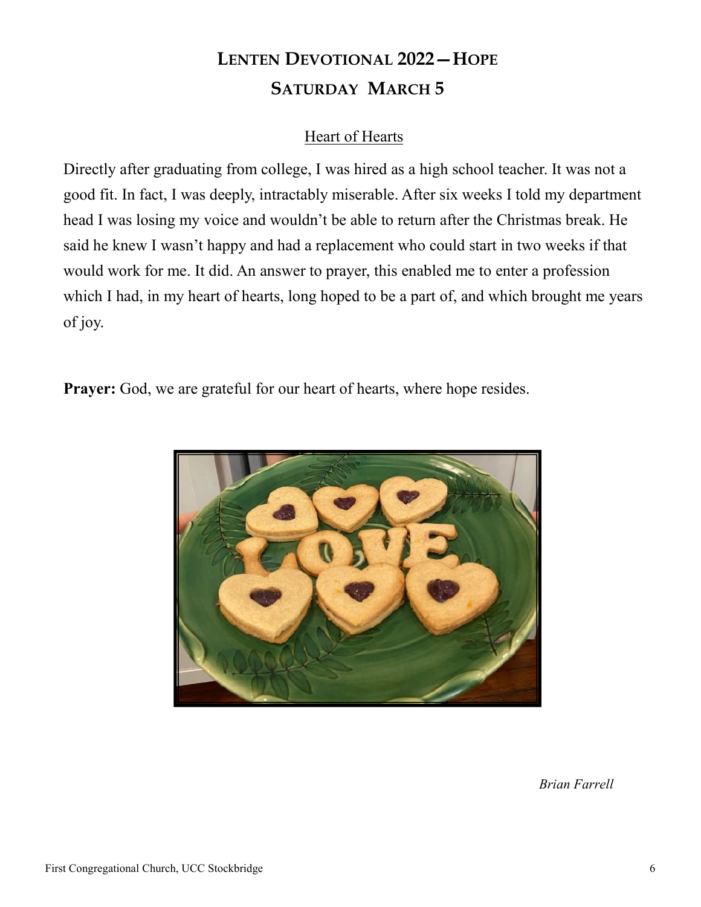# LENTEN DEVOTIONAL 2022—HOPE

## SATURDAY MARCH 5

### Heart of Hearts

Directly after graduating from college, I was hired as a high school teacher. It was not a good fit. In fact, I was deeply, intractably miserable. After six weeks I told my department head I was losing my voice and wouldn't be able to return after the Christmas break. He said he knew I wasn't happy and had a replacement who could start in two weeks if that would work for me. It did. An answer to prayer, this enabled me to enter a profession which I had, in my heart of hearts, long hoped to be a part of, and which brought me years of joy.

**Prayer:** God, we are grateful for our heart of hearts, where hope resides.

*Brian Farrell*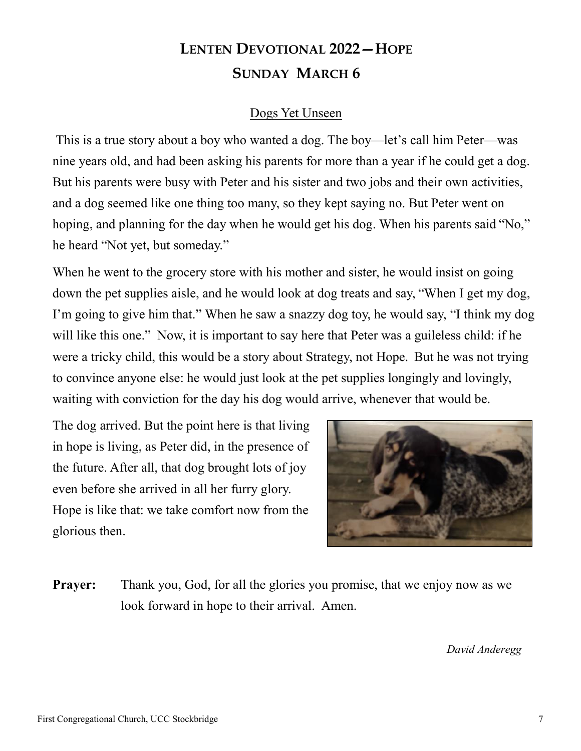# LENTEN DEVOTIONAL 2022—HOPE

## SUNDAY MARCH 6

### Dogs Yet Unseen

This is a true story about a boy who wanted a dog. The boy—let's call him Peter—was nine years old, and had been asking his parents for more than a year if he could get a dog. But his parents were busy with Peter and his sister and two jobs and their own activities, and a dog seemed like one thing too many, so they kept saying no. But Peter went on hoping, and planning for the day when he would get his dog. When his parents said "No," he heard "Not yet, but someday."

When he went to the grocery store with his mother and sister, he would insist on going down the pet supplies aisle, and he would look at dog treats and say, "When I get my dog, I'm going to give him that." When he saw a snazzy dog toy, he would say, "I think my dog will like this one." Now, it is important to say here that Peter was a guileless child: if he were a tricky child, this would be a story about Strategy, not Hope. But he was not trying to convince anyone else: he would just look at the pet supplies longingly and lovingly, waiting with conviction for the day his dog would arrive, whenever that would be.

The dog arrived. But the point here is that living in hope is living, as Peter did, in the presence of the future. After all, that dog brought lots of joy even before she arrived in all her furry glory. Hope is like that: we take comfort now from the glorious then.

**Prayer:** Thank you, God, for all the glories you promise, that we enjoy now as we look forward in hope to their arrival. Amen.

*David Anderegg*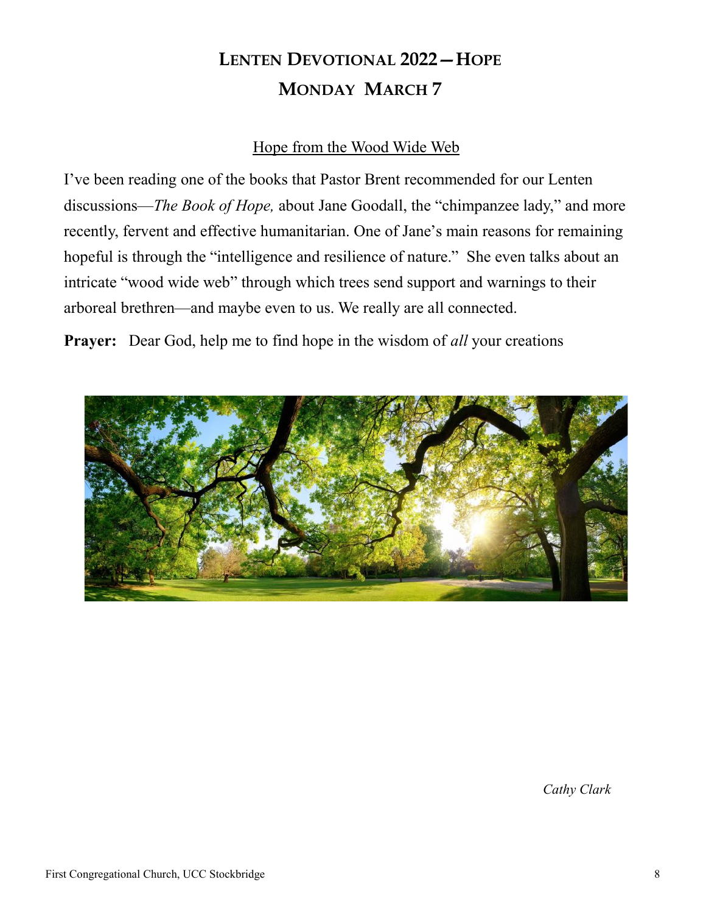# Lenten Devotional 2022—Hope

## Monday March 7

Hope from the Wood Wide Web

I've been reading one of the books that Pastor Brent recommended for our Lenten discussions—*The Book of Hope,* about Jane Goodall, the "chimpanzee lady," and more recently, fervent and effective humanitarian. One of Jane's main reasons for remaining hopeful is through the "intelligence and resilience of nature." She even talks about an intricate "wood wide web" through which trees send support and warnings to their arboreal brethren—and maybe even to us. We really are all connected.

**Prayer:** Dear God, help me to find hope in the wisdom of *all* your creations

*Cathy Clark*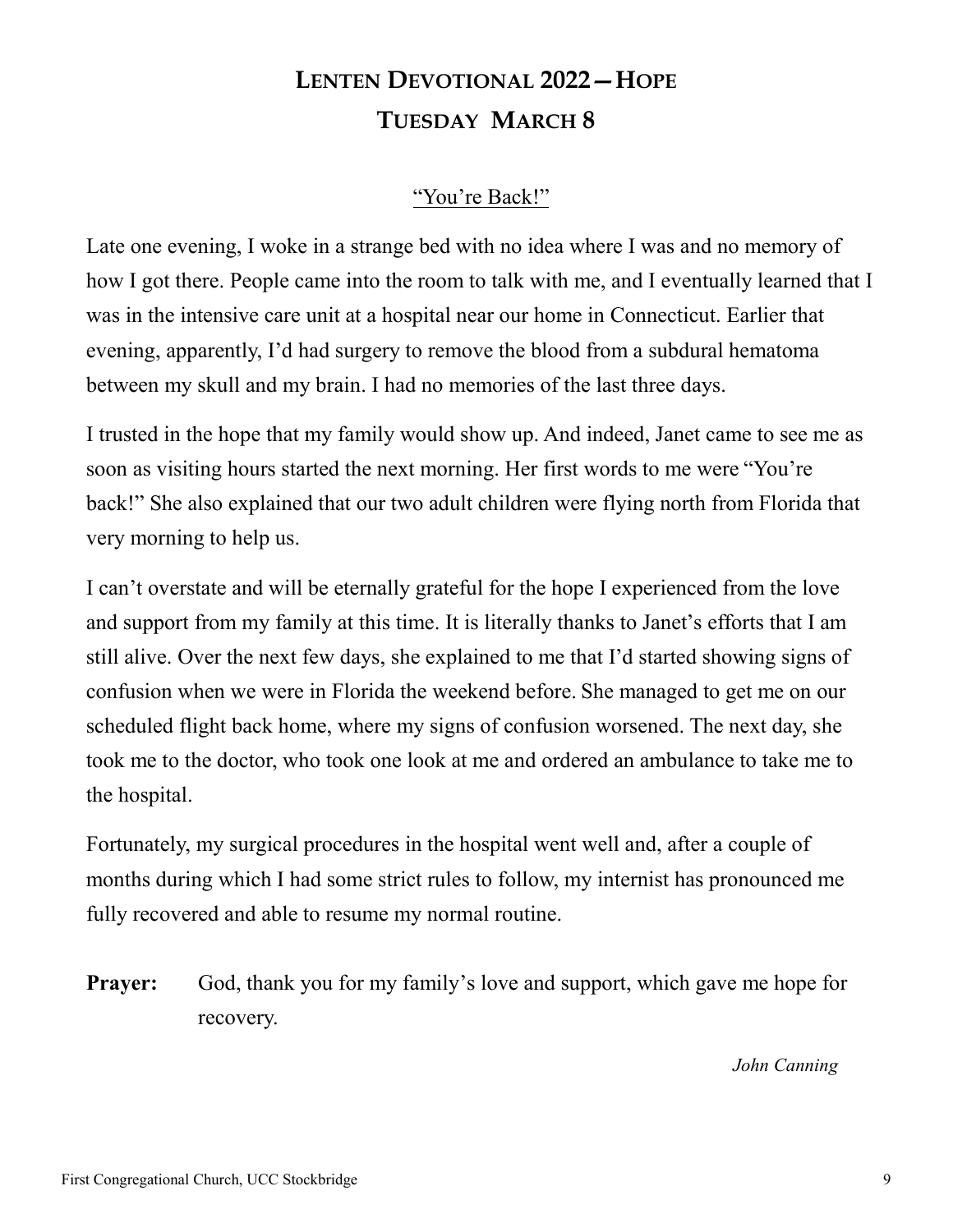# LENTEN DEVOTIONAL 2022—HOPE
# TUESDAY MARCH 8

"You're Back!"

Late one evening, I woke in a strange bed with no idea where I was and no memory of how I got there. People came into the room to talk with me, and I eventually learned that I was in the intensive care unit at a hospital near our home in Connecticut. Earlier that evening, apparently, I'd had surgery to remove the blood from a subdural hematoma between my skull and my brain. I had no memories of the last three days.

I trusted in the hope that my family would show up. And indeed, Janet came to see me as soon as visiting hours started the next morning. Her first words to me were "You're back!" She also explained that our two adult children were flying north from Florida that very morning to help us.

I can't overstate and will be eternally grateful for the hope I experienced from the love and support from my family at this time. It is literally thanks to Janet's efforts that I am still alive. Over the next few days, she explained to me that I'd started showing signs of confusion when we were in Florida the weekend before. She managed to get me on our scheduled flight back home, where my signs of confusion worsened. The next day, she took me to the doctor, who took one look at me and ordered an ambulance to take me to the hospital.

Fortunately, my surgical procedures in the hospital went well and, after a couple of months during which I had some strict rules to follow, my internist has pronounced me fully recovered and able to resume my normal routine.

**Prayer:** God, thank you for my family's love and support, which gave me hope for recovery.

*John Canning*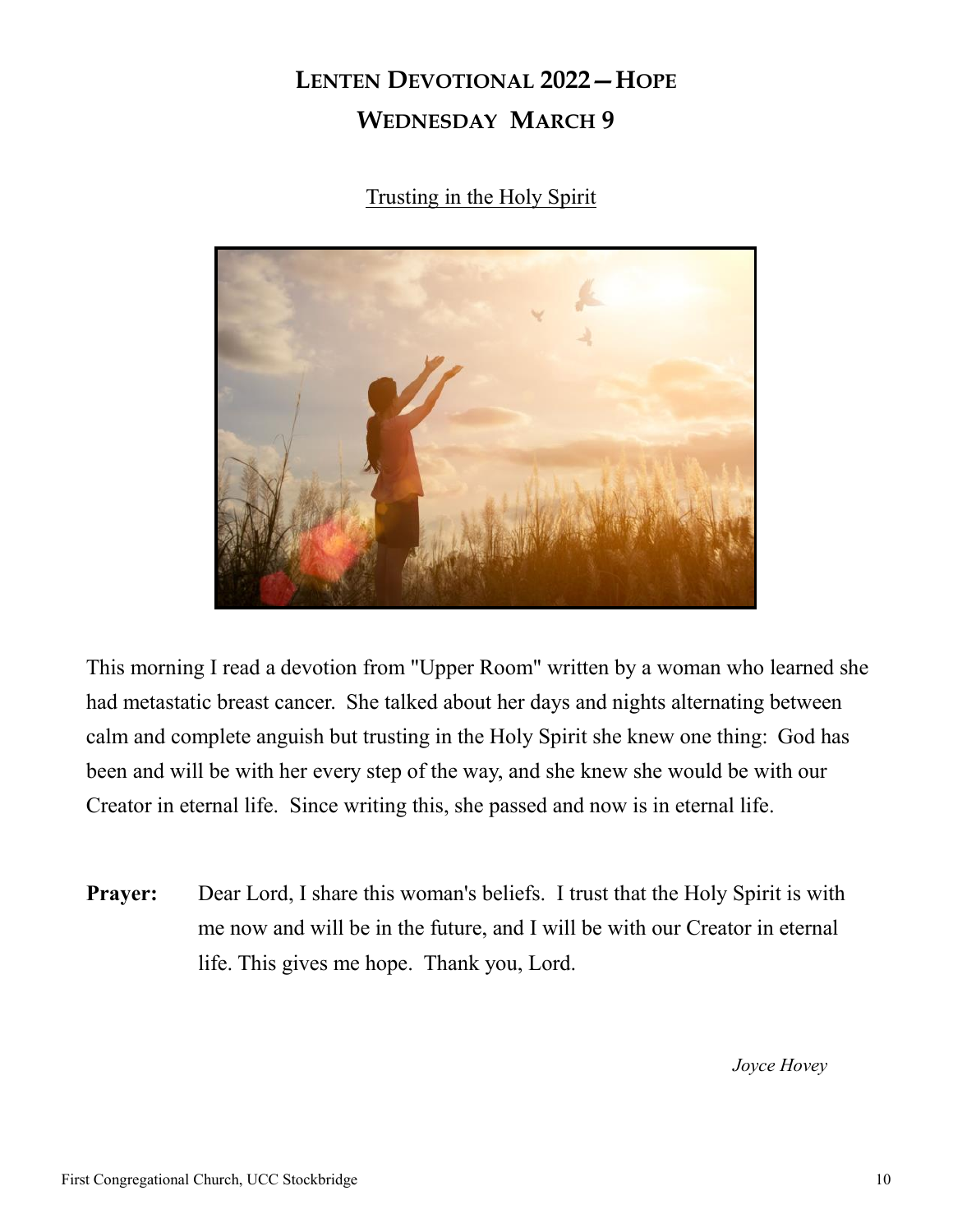# Lenten Devotional 2022—Hope

## Wednesday March 9

Trusting in the Holy Spirit

This morning I read a devotion from "Upper Room" written by a woman who learned she had metastatic breast cancer. She talked about her days and nights alternating between calm and complete anguish but trusting in the Holy Spirit she knew one thing: God has been and will be with her every step of the way, and she knew she would be with our Creator in eternal life. Since writing this, she passed and now is in eternal life.

**Prayer:** Dear Lord, I share this woman's beliefs. I trust that the Holy Spirit is with me now and will be in the future, and I will be with our Creator in eternal life. This gives me hope. Thank you, Lord.

*Joyce Hovey*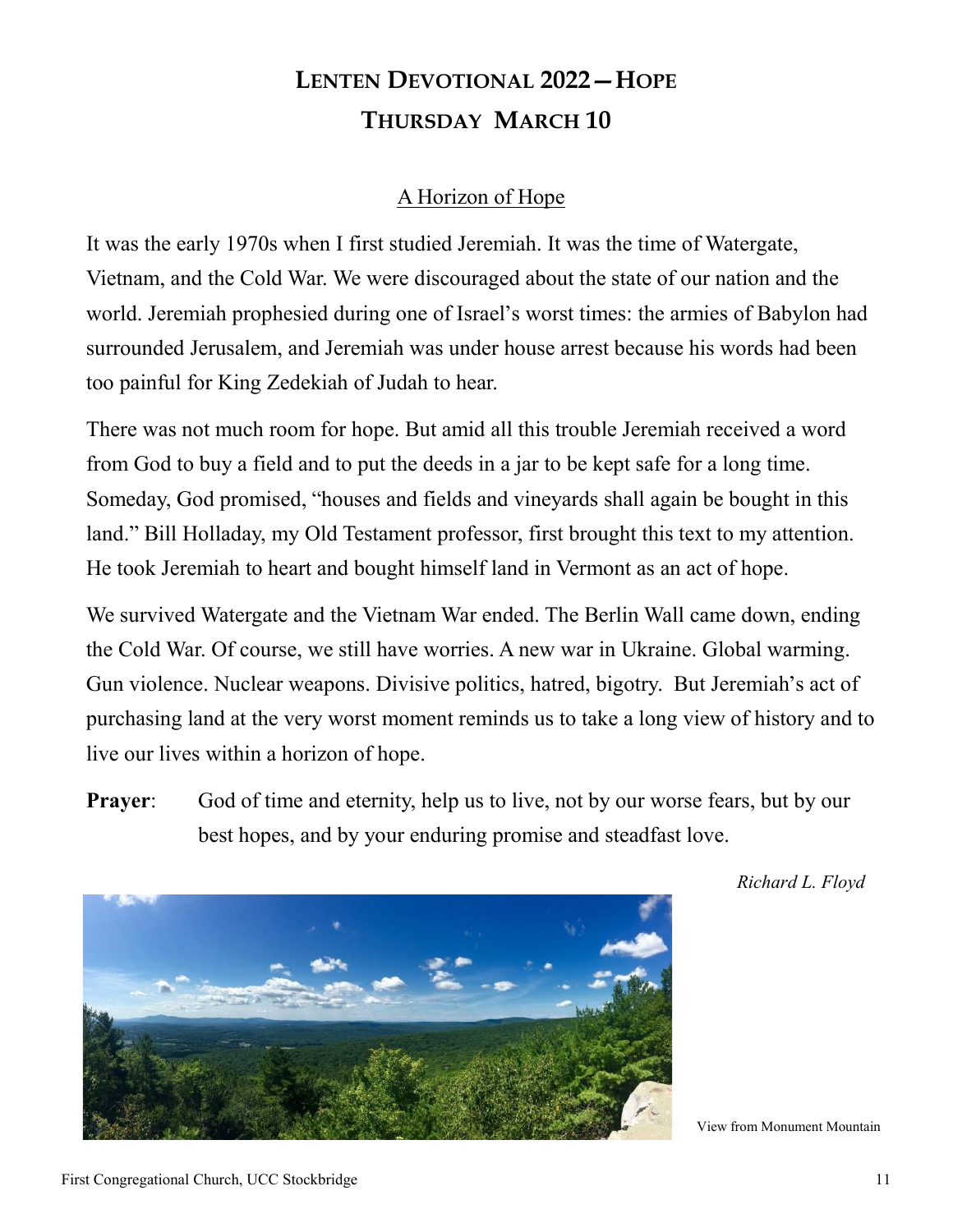# LENTEN DEVOTIONAL 2022—HOPE
## THURSDAY MARCH 10

### A Horizon of Hope

It was the early 1970s when I first studied Jeremiah. It was the time of Watergate, Vietnam, and the Cold War. We were discouraged about the state of our nation and the world. Jeremiah prophesied during one of Israel's worst times: the armies of Babylon had surrounded Jerusalem, and Jeremiah was under house arrest because his words had been too painful for King Zedekiah of Judah to hear.

There was not much room for hope. But amid all this trouble Jeremiah received a word from God to buy a field and to put the deeds in a jar to be kept safe for a long time. Someday, God promised, "houses and fields and vineyards shall again be bought in this land." Bill Holladay, my Old Testament professor, first brought this text to my attention. He took Jeremiah to heart and bought himself land in Vermont as an act of hope.

We survived Watergate and the Vietnam War ended. The Berlin Wall came down, ending the Cold War. Of course, we still have worries. A new war in Ukraine. Global warming. Gun violence. Nuclear weapons. Divisive politics, hatred, bigotry. But Jeremiah's act of purchasing land at the very worst moment reminds us to take a long view of history and to live our lives within a horizon of hope.

**Prayer**: God of time and eternity, help us to live, not by our worse fears, but by our best hopes, and by your enduring promise and steadfast love.

*Richard L. Floyd*

View from Monument Mountain